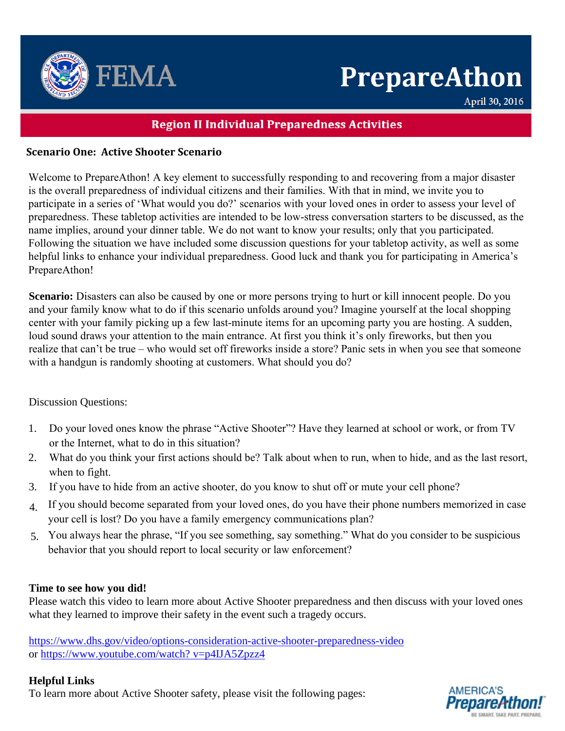# FEMA PrepareAthon

April 30, 2016

## Region II Individual Preparedness Activities

### Scenario One: Active Shooter Scenario

Welcome to PrepareAthon! A key element to successfully responding to and recovering from a major disaster is the overall preparedness of individual citizens and their families. With that in mind, we invite you to participate in a series of 'What would you do?' scenarios with your loved ones in order to assess your level of preparedness. These tabletop activities are intended to be low-stress conversation starters to be discussed, as the name implies, around your dinner table. We do not want to know your results; only that you participated. Following the situation we have included some discussion questions for your tabletop activity, as well as some helpful links to enhance your individual preparedness. Good luck and thank you for participating in America's PrepareAthon!

**Scenario:** Disasters can also be caused by one or more persons trying to hurt or kill innocent people. Do you and your family know what to do if this scenario unfolds around you? Imagine yourself at the local shopping center with your family picking up a few last-minute items for an upcoming party you are hosting. A sudden, loud sound draws your attention to the main entrance. At first you think it's only fireworks, but then you realize that can't be true – who would set off fireworks inside a store? Panic sets in when you see that someone with a handgun is randomly shooting at customers. What should you do?

Discussion Questions:

1. Do your loved ones know the phrase "Active Shooter"? Have they learned at school or work, or from TV or the Internet, what to do in this situation?
2. What do you think your first actions should be? Talk about when to run, when to hide, and as the last resort, when to fight.
3. If you have to hide from an active shooter, do you know to shut off or mute your cell phone?
4. If you should become separated from your loved ones, do you have their phone numbers memorized in case your cell is lost? Do you have a family emergency communications plan?
5. You always hear the phrase, "If you see something, say something." What do you consider to be suspicious behavior that you should report to local security or law enforcement?

**Time to see how you did!**

Please watch this video to learn more about Active Shooter preparedness and then discuss with your loved ones what they learned to improve their safety in the event such a tragedy occurs.

https://www.dhs.gov/video/options-consideration-active-shooter-preparedness-video
or https://www.youtube.com/watch? v=p4IJA5Zpzz4

**Helpful Links**

To learn more about Active Shooter safety, please visit the following pages:

AMERICA'S PrepareAthon! BE SMART. TAKE PART. PREPARE.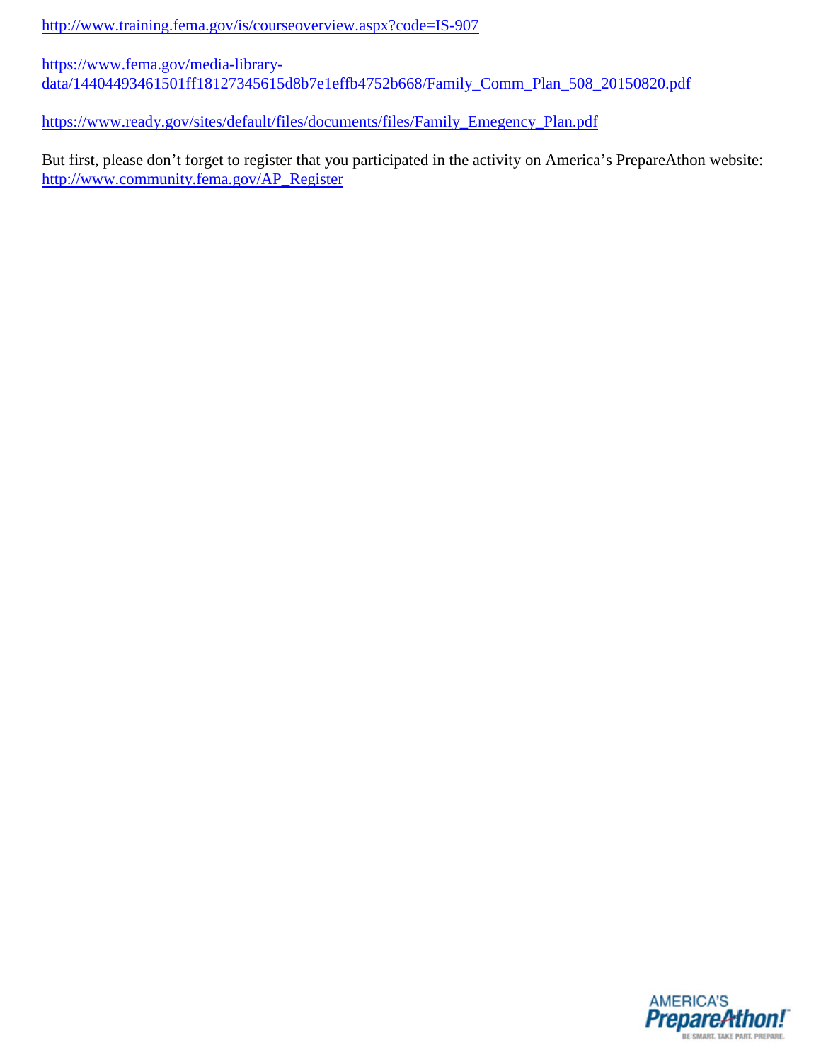http://www.training.fema.gov/is/courseoverview.aspx?code=IS-907

https://www.fema.gov/media-library-data/14404493461501ff18127345615d8b7e1effb4752b668/Family_Comm_Plan_508_20150820.pdf

https://www.ready.gov/sites/default/files/documents/files/Family_Emegency_Plan.pdf

But first, please don't forget to register that you participated in the activity on America's PrepareAthon website: http://www.community.fema.gov/AP_Register